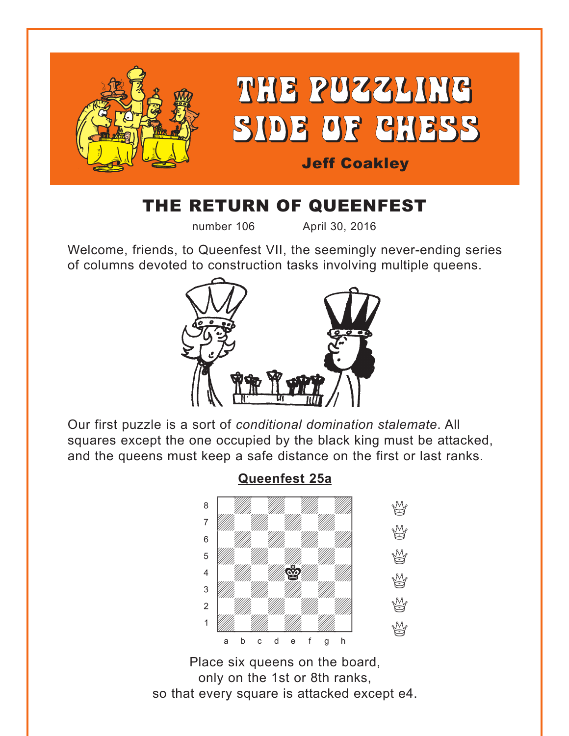# THE PUZZLING SIDE OF CHESS

**Jeff Coakley**

## THE RETURN OF QUEENFEST

number 106 April 30, 2016

Welcome, friends, to Queenfest VII, the seemingly never-ending series of columns devoted to construction tasks involving multiple queens.

Our first puzzle is a sort of *conditional domination stalemate*. All squares except the one occupied by the black king must be attacked, and the queens must keep a safe distance on the first or last ranks.

### Queenfest 25a

Place six queens on the board,
only on the 1st or 8th ranks,
so that every square is attacked except e4.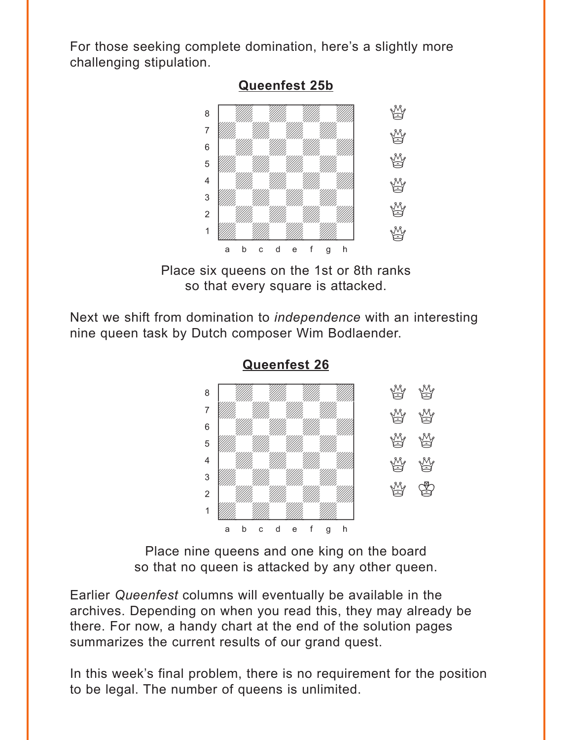For those seeking complete domination, here's a slightly more challenging stipulation.

**Queenfest 25b**

Place six queens on the 1st or 8th ranks so that every square is attacked.

Next we shift from domination to *independence* with an interesting nine queen task by Dutch composer Wim Bodlaender.

**Queenfest 26**

Place nine queens and one king on the board so that no queen is attacked by any other queen.

Earlier *Queenfest* columns will eventually be available in the archives. Depending on when you read this, they may already be there. For now, a handy chart at the end of the solution pages summarizes the current results of our grand quest.

In this week's final problem, there is no requirement for the position to be legal. The number of queens is unlimited.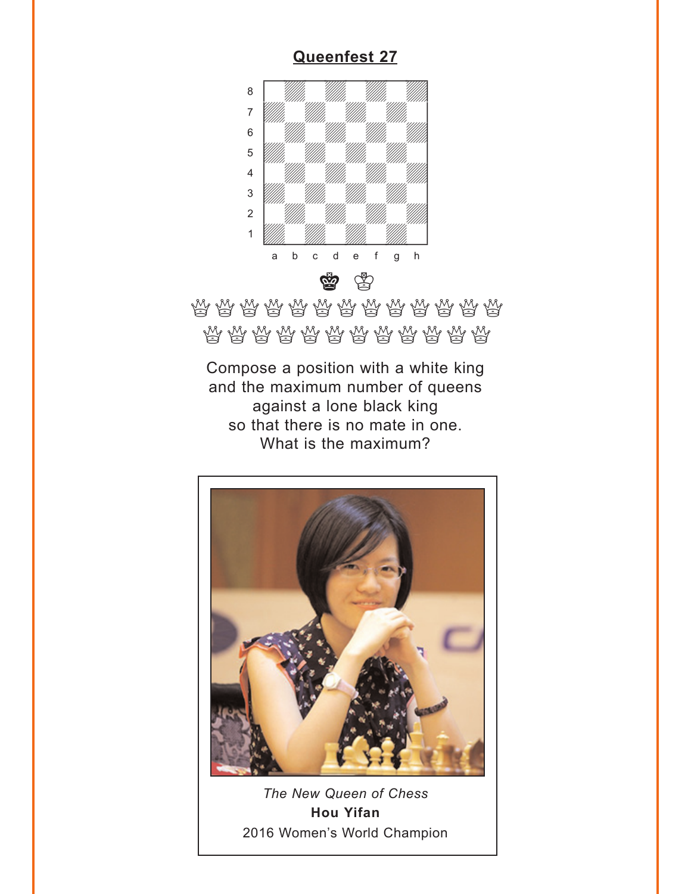## Queenfest 27

Compose a position with a white king and the maximum number of queens against a lone black king so that there is no mate in one. What is the maximum?

*The New Queen of Chess*
**Hou Yifan**
2016 Women's World Champion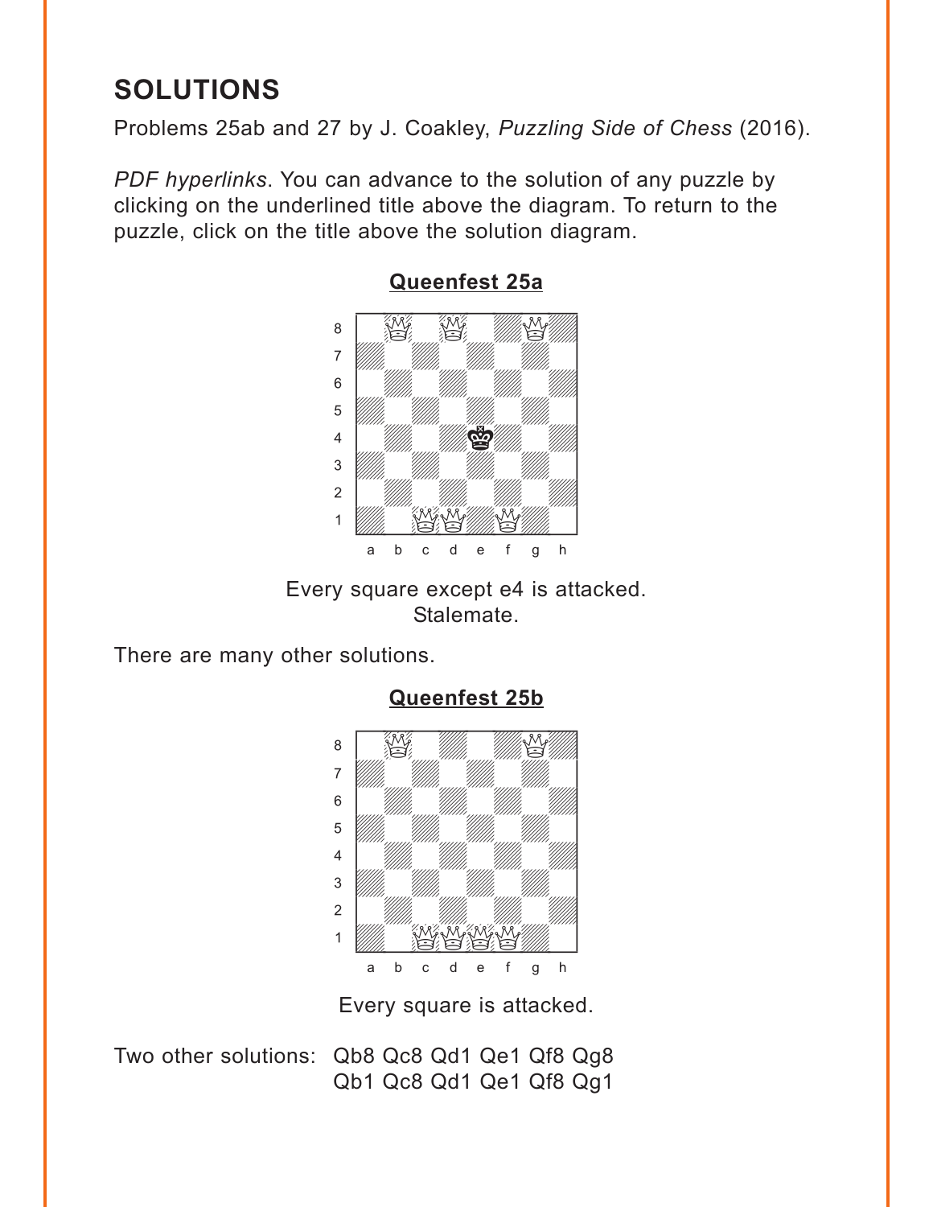# SOLUTIONS

Problems 25ab and 27 by J. Coakley, *Puzzling Side of Chess* (2016).

*PDF hyperlinks*. You can advance to the solution of any puzzle by clicking on the underlined title above the diagram. To return to the puzzle, click on the title above the solution diagram.

## Queenfest 25a

Every square except e4 is attacked.
Stalemate.

There are many other solutions.

## Queenfest 25b

Every square is attacked.

Two other solutions: Qb8 Qc8 Qd1 Qe1 Qf8 Qg8
Qb1 Qc8 Qd1 Qe1 Qf8 Qg1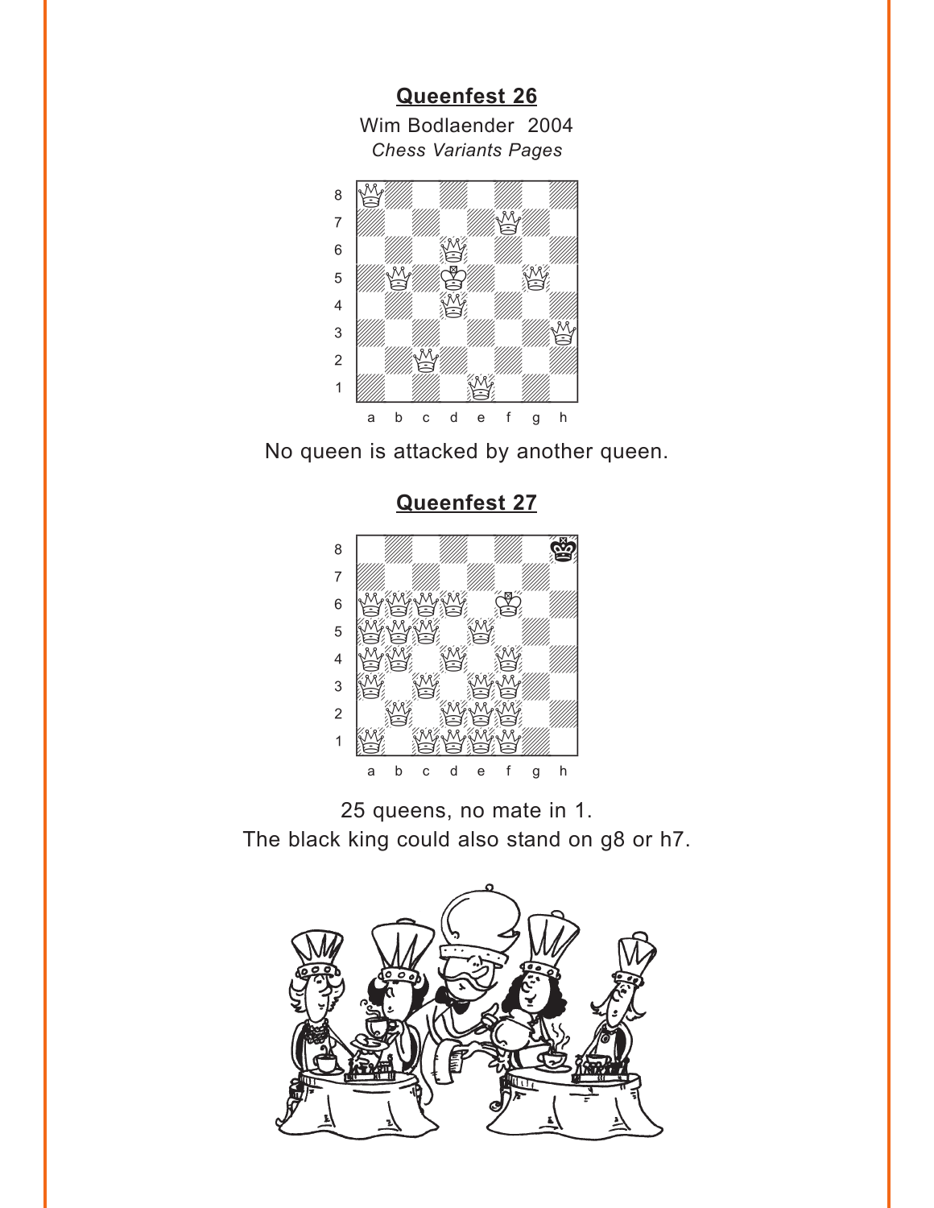## Queenfest 26

Wim Bodlaender 2004

*Chess Variants Pages*

No queen is attacked by another queen.

## Queenfest 27

25 queens, no mate in 1.

The black king could also stand on g8 or h7.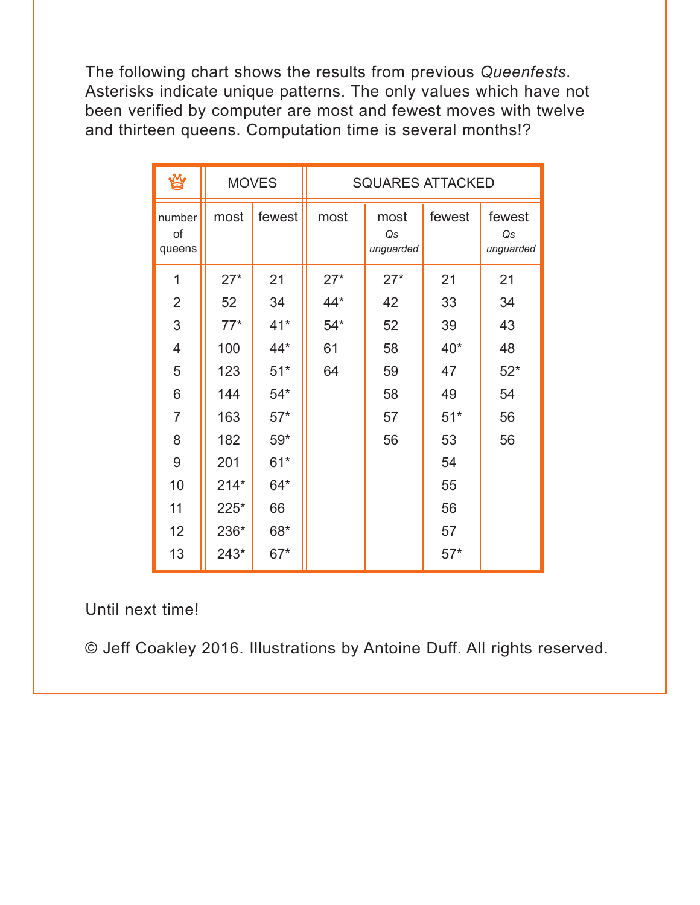The following chart shows the results from previous *Queenfests*. Asterisks indicate unique patterns. The only values which have not been verified by computer are most and fewest moves with twelve and thirteen queens. Computation time is several months!?

| ♛ | MOVES | | SQUARES ATTACKED | | | |
|---|---|---|---|---|---|---|
| number of queens | most | fewest | most | most *Qs unguarded* | fewest | fewest *Qs unguarded* |
| 1 | 27* | 21 | 27* | 27* | 21 | 21 |
| 2 | 52 | 34 | 44* | 42 | 33 | 34 |
| 3 | 77* | 41* | 54* | 52 | 39 | 43 |
| 4 | 100 | 44* | 61 | 58 | 40* | 48 |
| 5 | 123 | 51* | 64 | 59 | 47 | 52* |
| 6 | 144 | 54* | | 58 | 49 | 54 |
| 7 | 163 | 57* | | 57 | 51* | 56 |
| 8 | 182 | 59* | | 56 | 53 | 56 |
| 9 | 201 | 61* | | | 54 | |
| 10 | 214* | 64* | | | 55 | |
| 11 | 225* | 66 | | | 56 | |
| 12 | 236* | 68* | | | 57 | |
| 13 | 243* | 67* | | | 57* | |

Until next time!

© Jeff Coakley 2016. Illustrations by Antoine Duff. All rights reserved.